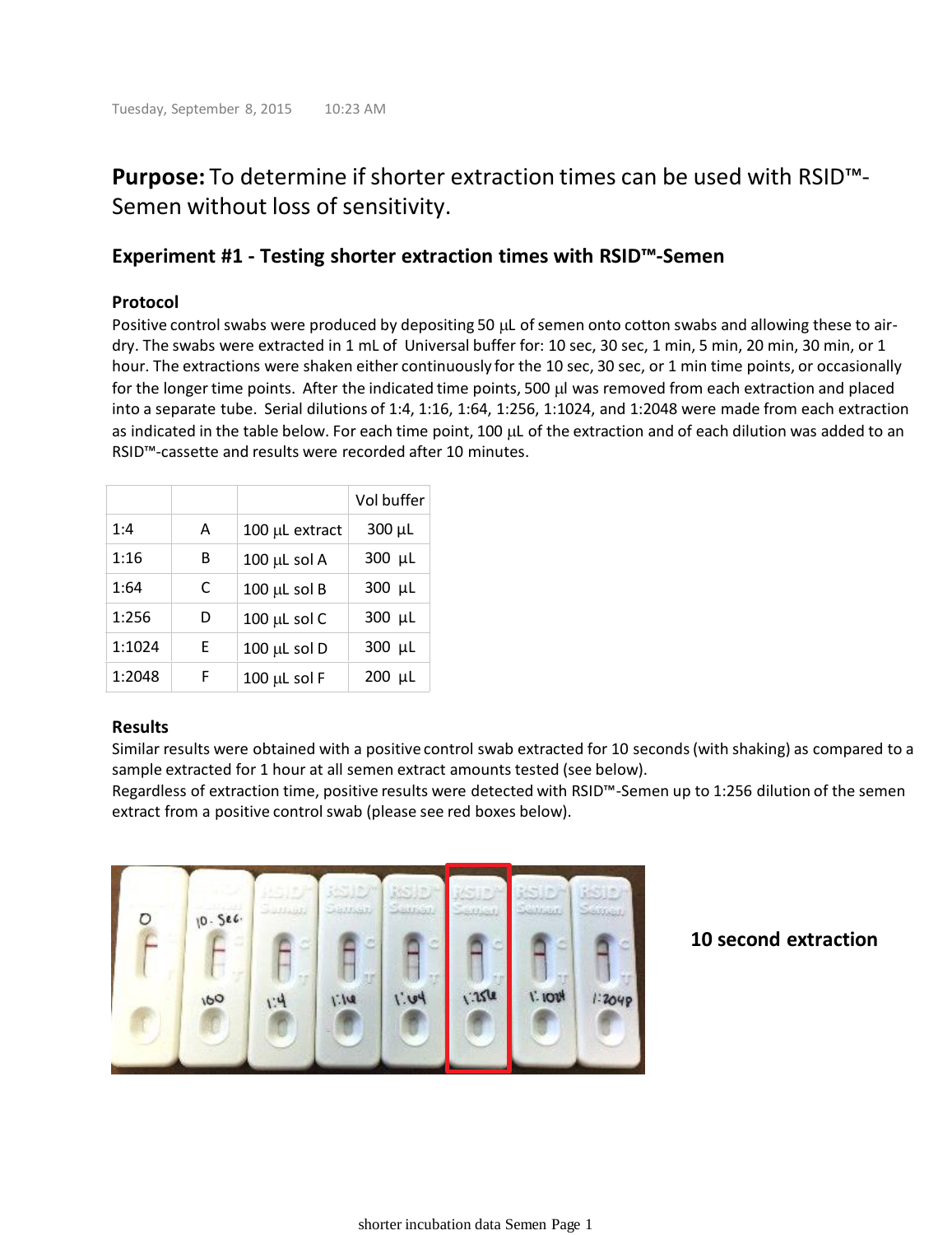Tuesday, September 8, 2015 10:23 AM

**Purpose:** To determine if shorter extraction times can be used with RSID™-Semen without loss of sensitivity.

## Experiment #1 - Testing shorter extraction times with RSID™-Semen

### Protocol

Positive control swabs were produced by depositing 50 µL of semen onto cotton swabs and allowing these to air-dry. The swabs were extracted in 1 mL of Universal buffer for: 10 sec, 30 sec, 1 min, 5 min, 20 min, 30 min, or 1 hour. The extractions were shaken either continuously for the 10 sec, 30 sec, or 1 min time points, or occasionally for the longer time points. After the indicated time points, 500 µl was removed from each extraction and placed into a separate tube. Serial dilutions of 1:4, 1:16, 1:64, 1:256, 1:1024, and 1:2048 were made from each extraction as indicated in the table below. For each time point, 100 µL of the extraction and of each dilution was added to an RSID™-cassette and results were recorded after 10 minutes.

| | | | Vol buffer |
|---|---|---|---|
| 1:4 | A | 100 µL extract | 300 µL |
| 1:16 | B | 100 µL sol A | 300 µL |
| 1:64 | C | 100 µL sol B | 300 µL |
| 1:256 | D | 100 µL sol C | 300 µL |
| 1:1024 | E | 100 µL sol D | 300 µL |
| 1:2048 | F | 100 µL sol F | 200 µL |

### Results

Similar results were obtained with a positive control swab extracted for 10 seconds (with shaking) as compared to a sample extracted for 1 hour at all semen extract amounts tested (see below).
Regardless of extraction time, positive results were detected with RSID™-Semen up to 1:256 dilution of the semen extract from a positive control swab (please see red boxes below).

**10 second extraction**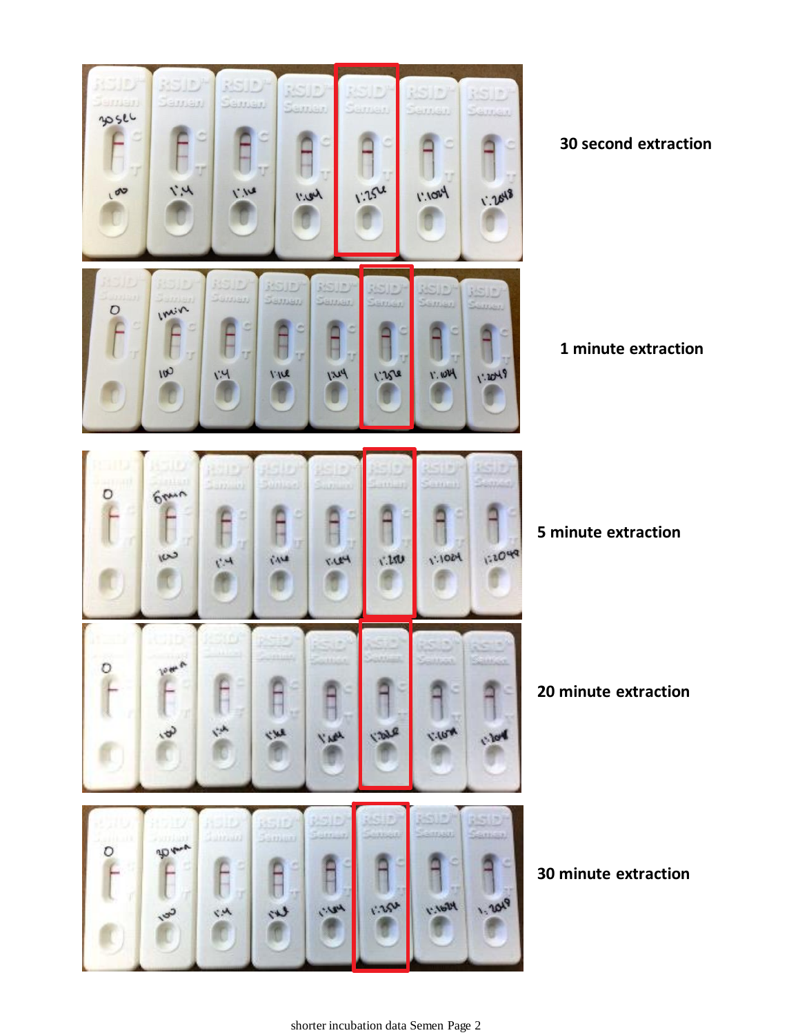30 second extraction

1 minute extraction

5 minute extraction

20 minute extraction

30 minute extraction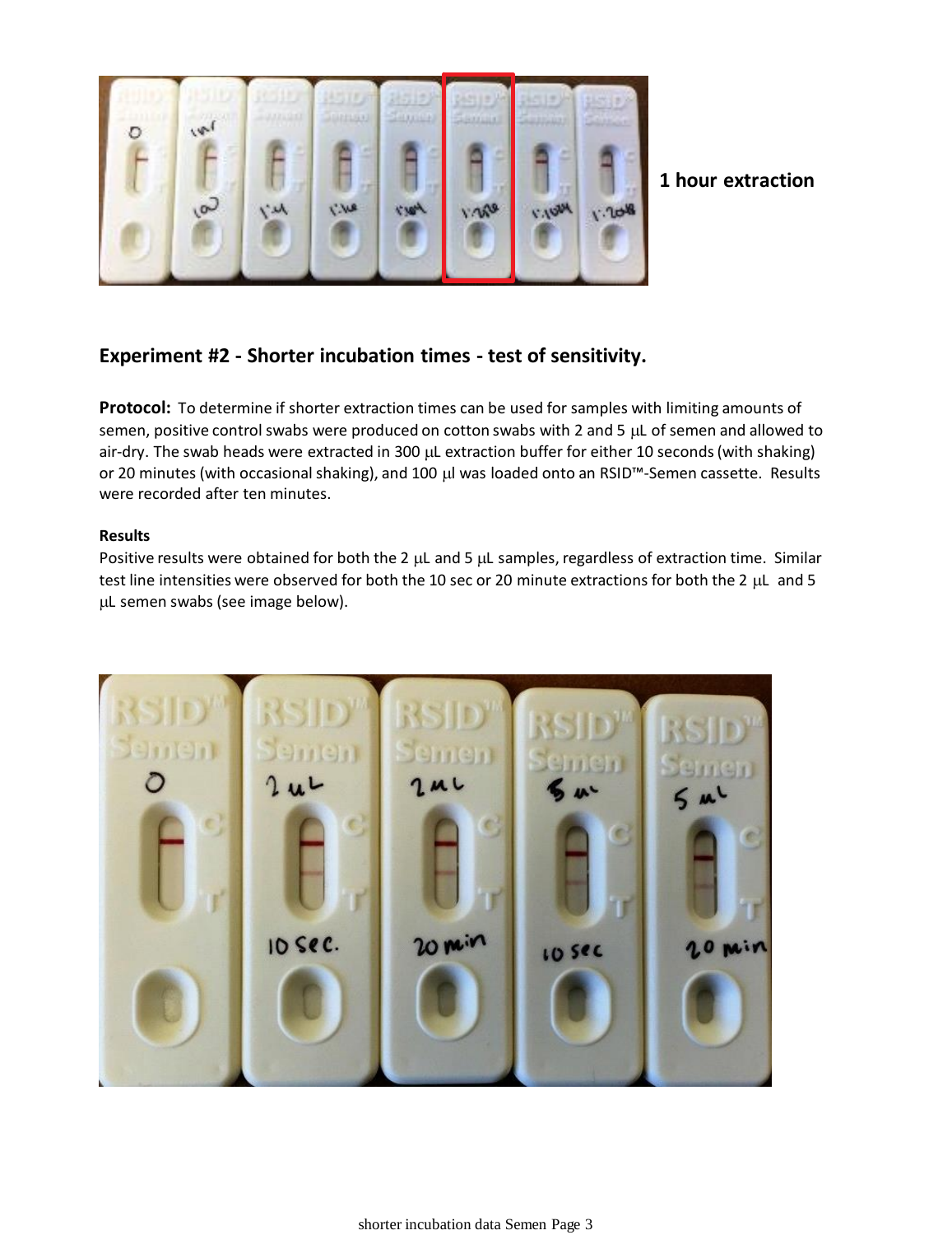**1 hour extraction**

## Experiment #2 - Shorter incubation times - test of sensitivity.

**Protocol:** To determine if shorter extraction times can be used for samples with limiting amounts of semen, positive control swabs were produced on cotton swabs with 2 and 5 μL of semen and allowed to air-dry. The swab heads were extracted in 300 μL extraction buffer for either 10 seconds (with shaking) or 20 minutes (with occasional shaking), and 100 μl was loaded onto an RSID™-Semen cassette. Results were recorded after ten minutes.

**Results**

Positive results were obtained for both the 2 μL and 5 μL samples, regardless of extraction time. Similar test line intensities were observed for both the 10 sec or 20 minute extractions for both the 2 μL and 5 μL semen swabs (see image below).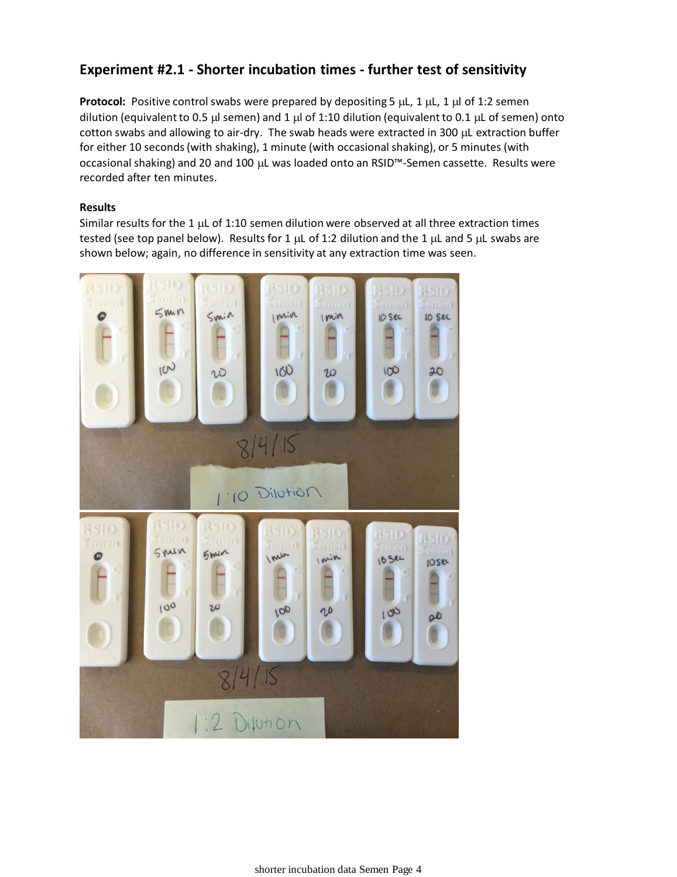## Experiment #2.1 - Shorter incubation times - further test of sensitivity

**Protocol:** Positive control swabs were prepared by depositing 5 μL, 1 μL, 1 μl of 1:2 semen dilution (equivalent to 0.5 μl semen) and 1 μl of 1:10 dilution (equivalent to 0.1 μL of semen) onto cotton swabs and allowing to air-dry. The swab heads were extracted in 300 μL extraction buffer for either 10 seconds (with shaking), 1 minute (with occasional shaking), or 5 minutes (with occasional shaking) and 20 and 100 μL was loaded onto an RSID™-Semen cassette. Results were recorded after ten minutes.

**Results**

Similar results for the 1 μL of 1:10 semen dilution were observed at all three extraction times tested (see top panel below). Results for 1 μL of 1:2 dilution and the 1 μL and 5 μL swabs are shown below; again, no difference in sensitivity at any extraction time was seen.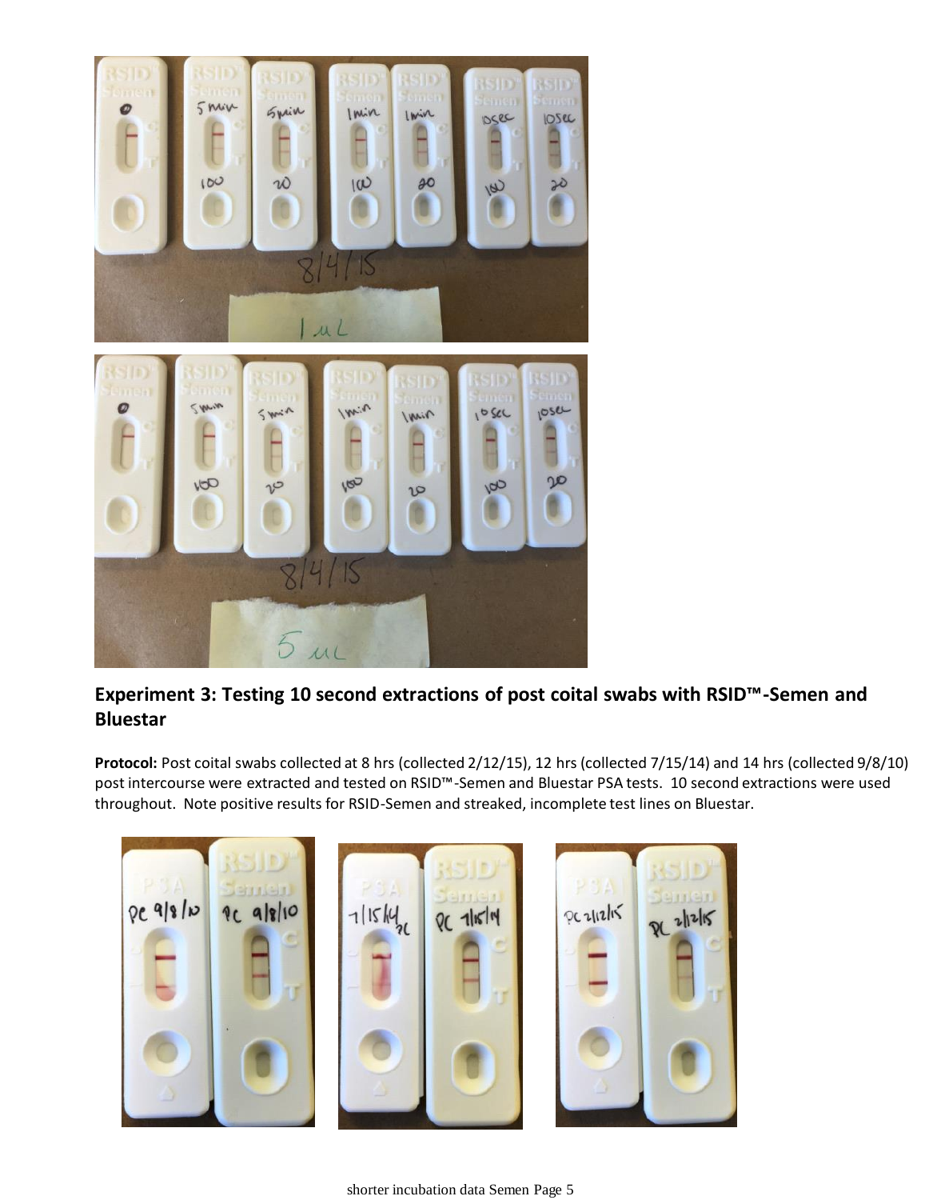## Experiment 3: Testing 10 second extractions of post coital swabs with RSID™-Semen and Bluestar

**Protocol:** Post coital swabs collected at 8 hrs (collected 2/12/15), 12 hrs (collected 7/15/14) and 14 hrs (collected 9/8/10) post intercourse were extracted and tested on RSID™-Semen and Bluestar PSA tests. 10 second extractions were used throughout. Note positive results for RSID-Semen and streaked, incomplete test lines on Bluestar.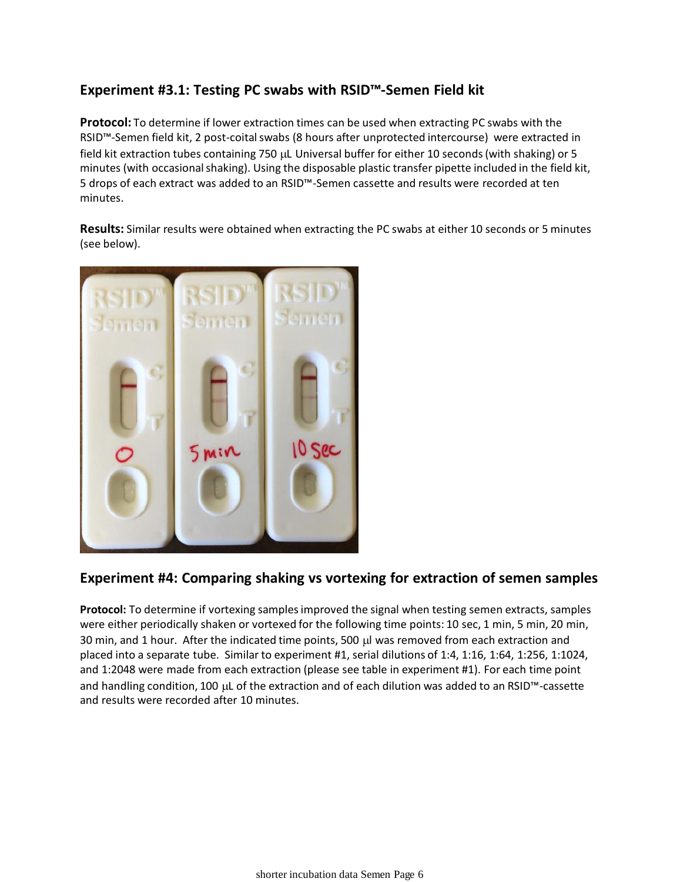## Experiment #3.1: Testing PC swabs with RSID™-Semen Field kit

**Protocol:** To determine if lower extraction times can be used when extracting PC swabs with the RSID™-Semen field kit, 2 post-coital swabs (8 hours after unprotected intercourse) were extracted in field kit extraction tubes containing 750 μL Universal buffer for either 10 seconds (with shaking) or 5 minutes (with occasional shaking). Using the disposable plastic transfer pipette included in the field kit, 5 drops of each extract was added to an RSID™-Semen cassette and results were recorded at ten minutes.

**Results:** Similar results were obtained when extracting the PC swabs at either 10 seconds or 5 minutes (see below).

## Experiment #4: Comparing shaking vs vortexing for extraction of semen samples

**Protocol:** To determine if vortexing samples improved the signal when testing semen extracts, samples were either periodically shaken or vortexed for the following time points: 10 sec, 1 min, 5 min, 20 min, 30 min, and 1 hour. After the indicated time points, 500 μl was removed from each extraction and placed into a separate tube. Similar to experiment #1, serial dilutions of 1:4, 1:16, 1:64, 1:256, 1:1024, and 1:2048 were made from each extraction (please see table in experiment #1). For each time point and handling condition, 100 μL of the extraction and of each dilution was added to an RSID™-cassette and results were recorded after 10 minutes.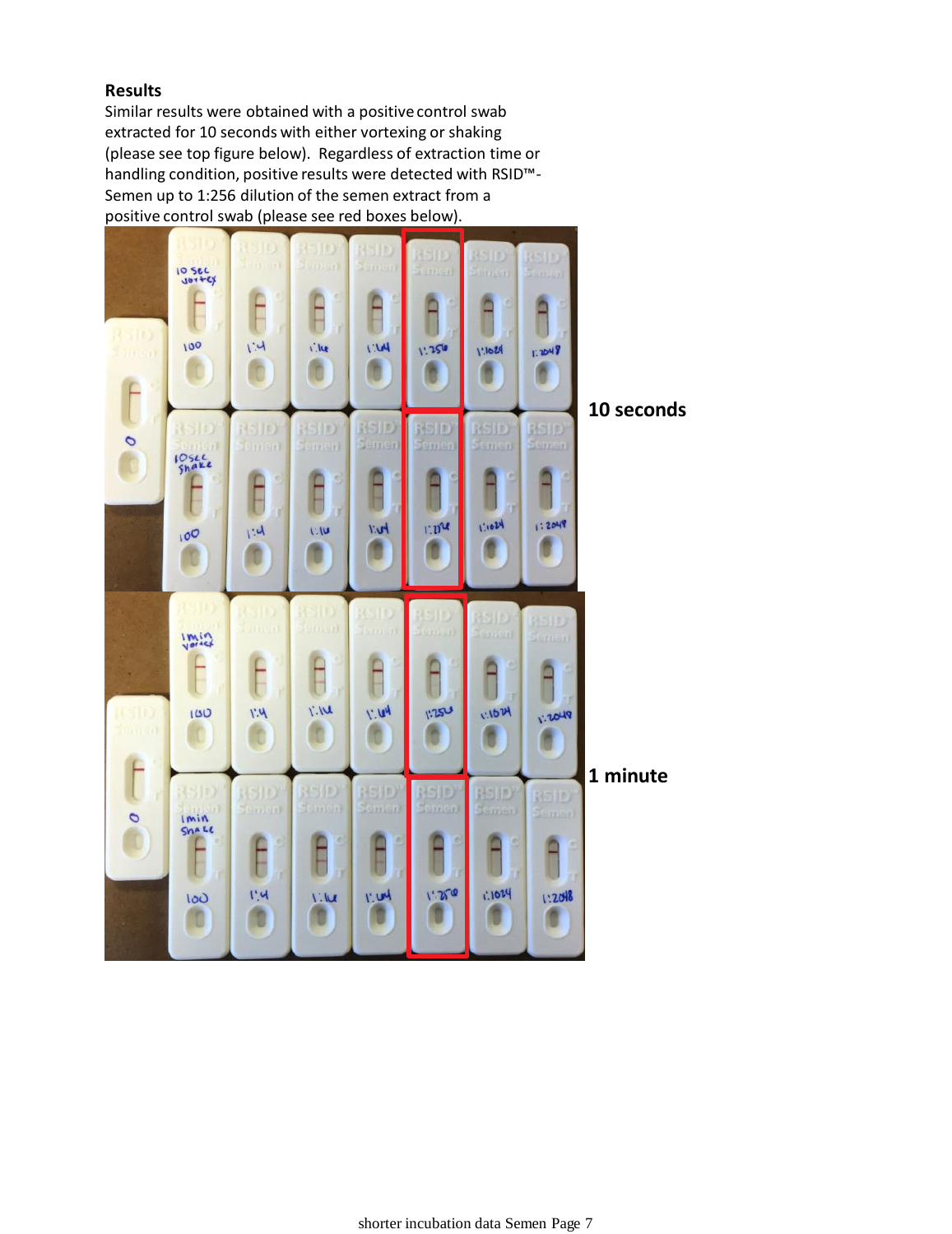**Results**

Similar results were obtained with a positive control swab extracted for 10 seconds with either vortexing or shaking (please see top figure below). Regardless of extraction time or handling condition, positive results were detected with RSID™-Semen up to 1:256 dilution of the semen extract from a positive control swab (please see red boxes below).

**10 seconds**

**1 minute**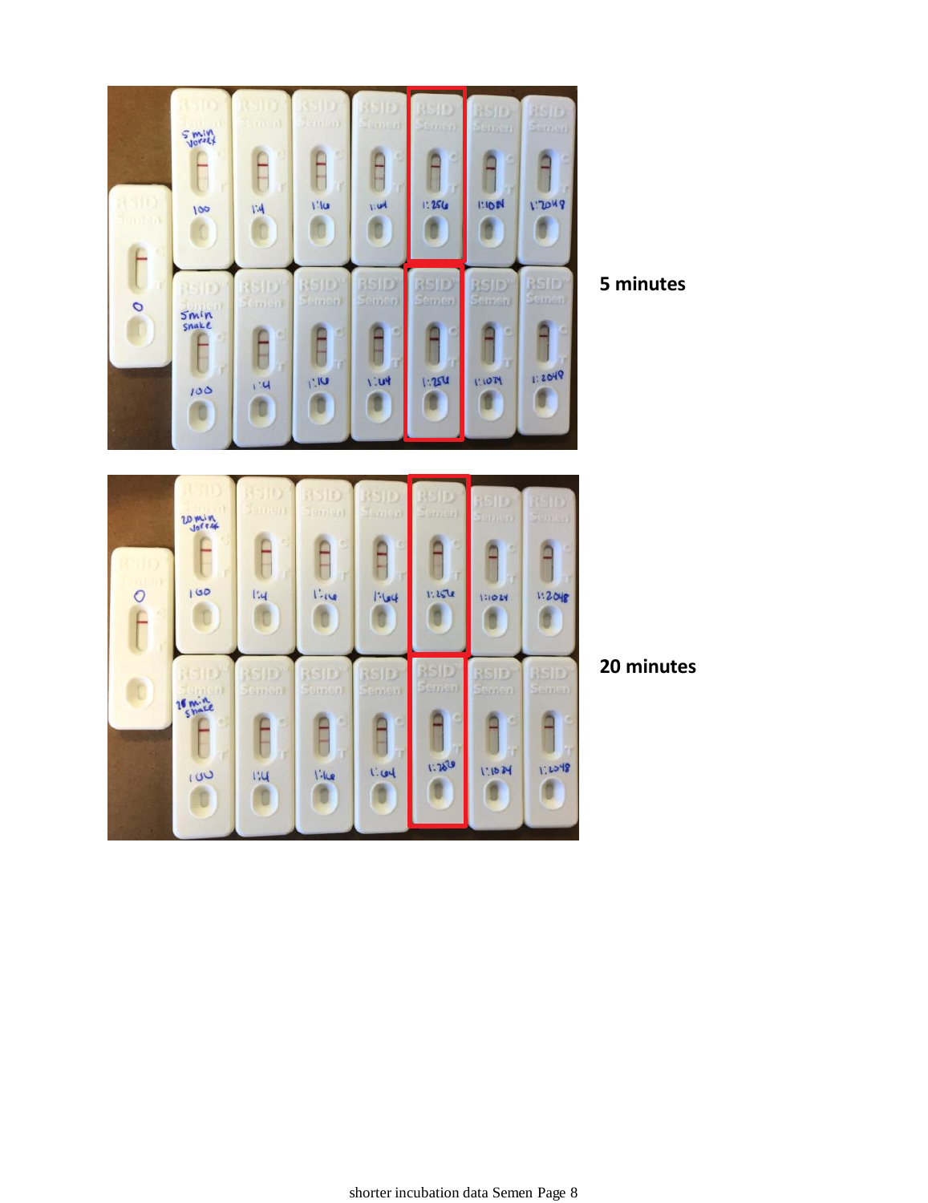5 minutes

20 minutes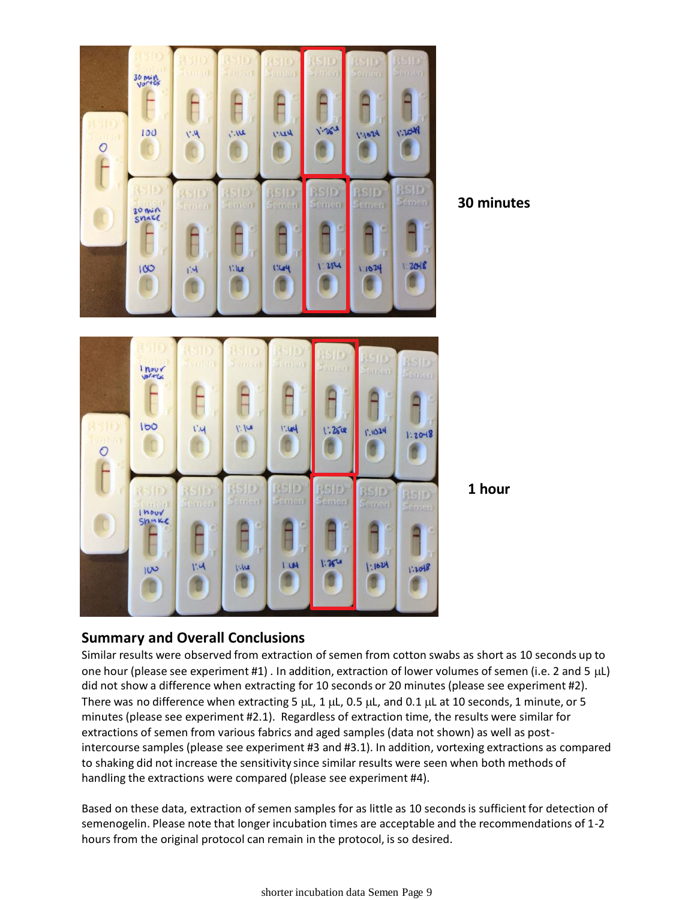30 minutes

1 hour

## Summary and Overall Conclusions

Similar results were observed from extraction of semen from cotton swabs as short as 10 seconds up to one hour (please see experiment #1) . In addition, extraction of lower volumes of semen (i.e. 2 and 5 µL) did not show a difference when extracting for 10 seconds or 20 minutes (please see experiment #2). There was no difference when extracting 5 µL, 1 µL, 0.5 µL, and 0.1 µL at 10 seconds, 1 minute, or 5 minutes (please see experiment #2.1). Regardless of extraction time, the results were similar for extractions of semen from various fabrics and aged samples (data not shown) as well as post-intercourse samples (please see experiment #3 and #3.1). In addition, vortexing extractions as compared to shaking did not increase the sensitivity since similar results were seen when both methods of handling the extractions were compared (please see experiment #4).

Based on these data, extraction of semen samples for as little as 10 seconds is sufficient for detection of semenogelin. Please note that longer incubation times are acceptable and the recommendations of 1-2 hours from the original protocol can remain in the protocol, is so desired.